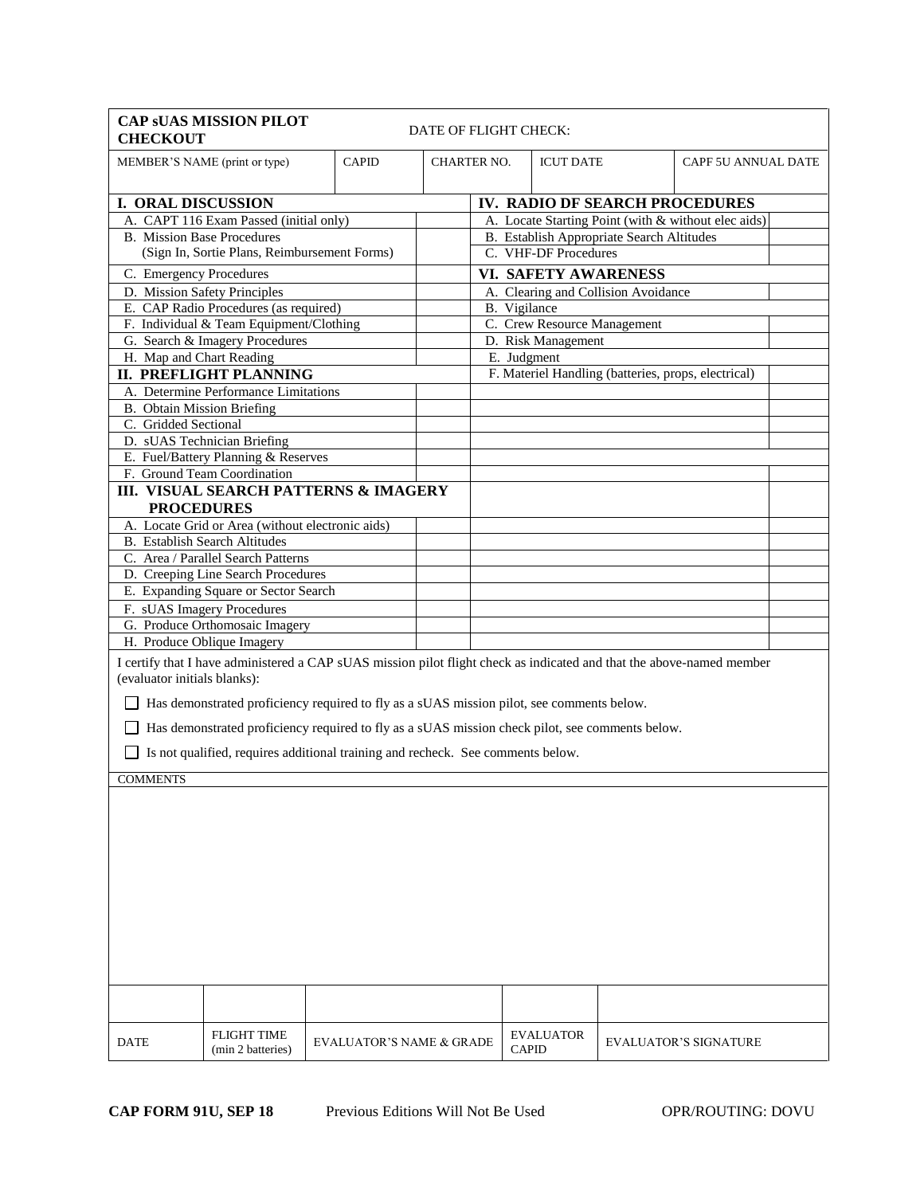**CAP sUAS MISSION PILOT CHECKOUT**

DATE OF FLIGHT CHECK:

| MEMBER'S NAME (print or type) | CAPID | CHARTER NO. | ICUT DATE | CAPF 5U ANNUAL DATE |
|---|---|---|---|---|
| | | | | |

| | | | |
|---|---|---|---|
| **I. ORAL DISCUSSION** | | **IV. RADIO DF SEARCH PROCEDURES** | |
| A. CAPT 116 Exam Passed (initial only) | | A. Locate Starting Point (with & without elec aids) | |
| B. Mission Base Procedures (Sign In, Sortie Plans, Reimbursement Forms) | | B. Establish Appropriate Search Altitudes | |
| | | C. VHF-DF Procedures | |
| C. Emergency Procedures | | **VI. SAFETY AWARENESS** | |
| D. Mission Safety Principles | | A. Clearing and Collision Avoidance | |
| E. CAP Radio Procedures (as required) | | B. Vigilance | |
| F. Individual & Team Equipment/Clothing | | C. Crew Resource Management | |
| G. Search & Imagery Procedures | | D. Risk Management | |
| H. Map and Chart Reading | | E. Judgment | |
| **II. PREFLIGHT PLANNING** | | F. Materiel Handling (batteries, props, electrical) | |
| A. Determine Performance Limitations | | | |
| B. Obtain Mission Briefing | | | |
| C. Gridded Sectional | | | |
| D. sUAS Technician Briefing | | | |
| E. Fuel/Battery Planning & Reserves | | | |
| F. Ground Team Coordination | | | |
| **III. VISUAL SEARCH PATTERNS & IMAGERY PROCEDURES** | | | |
| A. Locate Grid or Area (without electronic aids) | | | |
| B. Establish Search Altitudes | | | |
| C. Area / Parallel Search Patterns | | | |
| D. Creeping Line Search Procedures | | | |
| E. Expanding Square or Sector Search | | | |
| F. sUAS Imagery Procedures | | | |
| G. Produce Orthomosaic Imagery | | | |
| H. Produce Oblique Imagery | | | |

I certify that I have administered a CAP sUAS mission pilot flight check as indicated and that the above-named member (evaluator initials blanks):

☐ Has demonstrated proficiency required to fly as a sUAS mission pilot, see comments below.

☐ Has demonstrated proficiency required to fly as a sUAS mission check pilot, see comments below.

☐ Is not qualified, requires additional training and recheck. See comments below.

COMMENTS

| | | | | |
|---|---|---|---|---|
| | | | | |
| DATE | FLIGHT TIME (min 2 batteries) | EVALUATOR'S NAME & GRADE | EVALUATOR CAPID | EVALUATOR'S SIGNATURE |

**CAP FORM 91U, SEP 18** Previous Editions Will Not Be Used OPR/ROUTING: DOVU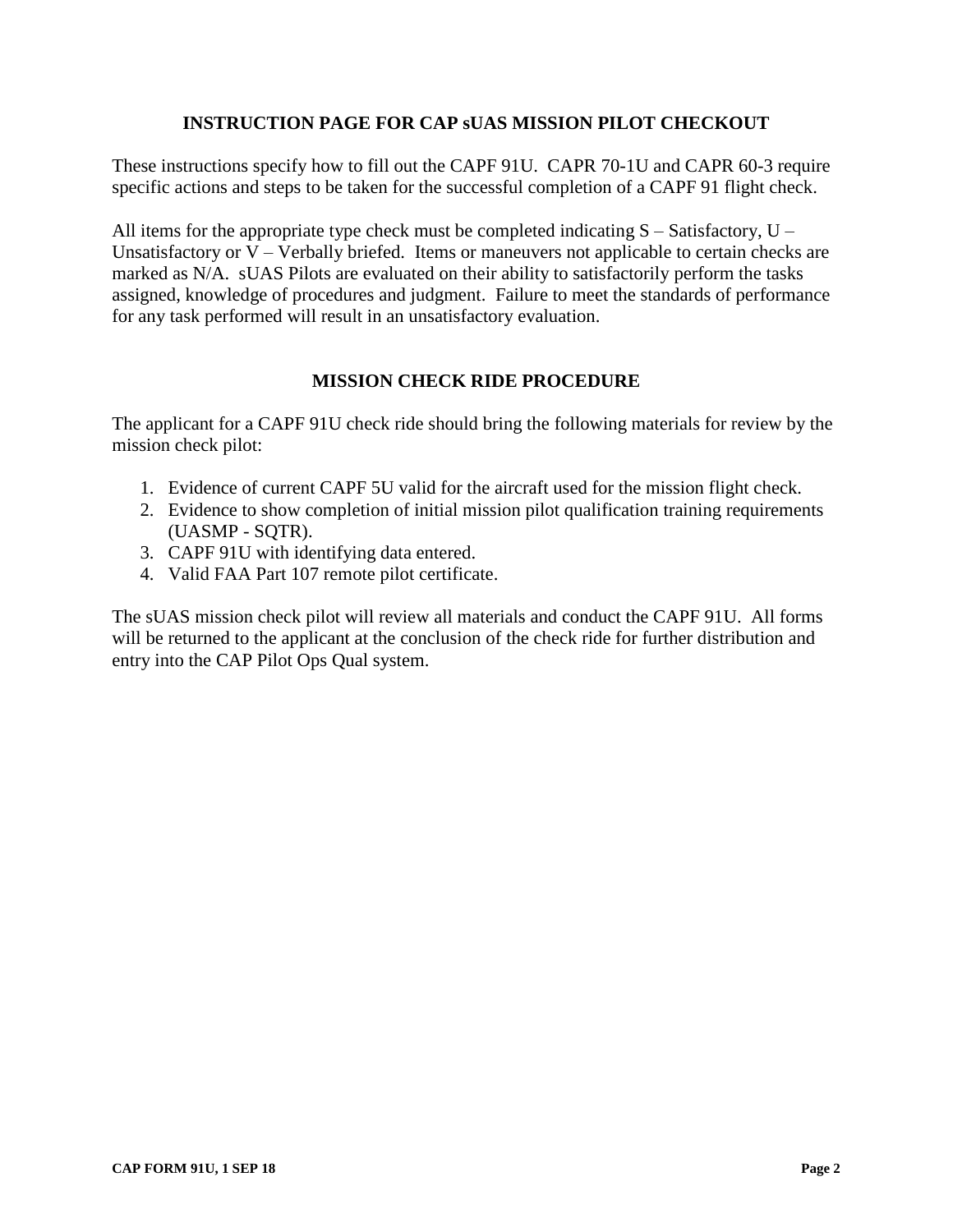## INSTRUCTION PAGE FOR CAP sUAS MISSION PILOT CHECKOUT

These instructions specify how to fill out the CAPF 91U. CAPR 70-1U and CAPR 60-3 require specific actions and steps to be taken for the successful completion of a CAPF 91 flight check.

All items for the appropriate type check must be completed indicating S – Satisfactory, U – Unsatisfactory or V – Verbally briefed. Items or maneuvers not applicable to certain checks are marked as N/A. sUAS Pilots are evaluated on their ability to satisfactorily perform the tasks assigned, knowledge of procedures and judgment. Failure to meet the standards of performance for any task performed will result in an unsatisfactory evaluation.

## MISSION CHECK RIDE PROCEDURE

The applicant for a CAPF 91U check ride should bring the following materials for review by the mission check pilot:

1. Evidence of current CAPF 5U valid for the aircraft used for the mission flight check.
2. Evidence to show completion of initial mission pilot qualification training requirements (UASMP - SQTR).
3. CAPF 91U with identifying data entered.
4. Valid FAA Part 107 remote pilot certificate.

The sUAS mission check pilot will review all materials and conduct the CAPF 91U. All forms will be returned to the applicant at the conclusion of the check ride for further distribution and entry into the CAP Pilot Ops Qual system.